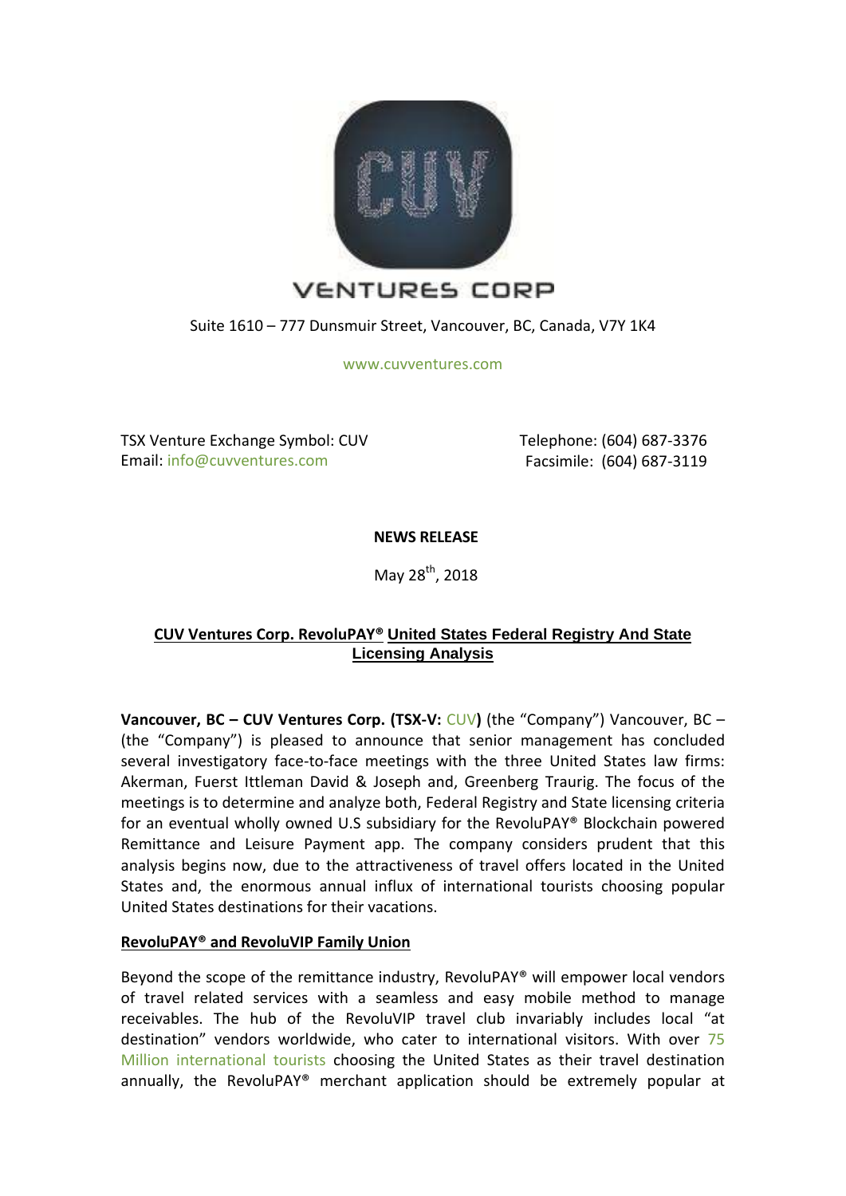# VENTURES CORP

Suite 1610 – 777 Dunsmuir Street, Vancouver, BC, Canada, V7Y 1K4

www.cuvventures.com

TSX Venture Exchange Symbol: CUV
Email: info@cuvventures.com

Telephone: (604) 687-3376
Facsimile: (604) 687-3119

**NEWS RELEASE**

May 28th, 2018

## CUV Ventures Corp. RevoluPAY® United States Federal Registry And State Licensing Analysis

**Vancouver, BC – CUV Ventures Corp. (TSX-V: CUV)** (the "Company") Vancouver, BC – (the "Company") is pleased to announce that senior management has concluded several investigatory face-to-face meetings with the three United States law firms: Akerman, Fuerst Ittleman David & Joseph and, Greenberg Traurig. The focus of the meetings is to determine and analyze both, Federal Registry and State licensing criteria for an eventual wholly owned U.S subsidiary for the RevoluPAY® Blockchain powered Remittance and Leisure Payment app. The company considers prudent that this analysis begins now, due to the attractiveness of travel offers located in the United States and, the enormous annual influx of international tourists choosing popular United States destinations for their vacations.

**RevoluPAY® and RevoluVIP Family Union**

Beyond the scope of the remittance industry, RevoluPAY® will empower local vendors of travel related services with a seamless and easy mobile method to manage receivables. The hub of the RevoluVIP travel club invariably includes local "at destination" vendors worldwide, who cater to international visitors. With over 75 Million international tourists choosing the United States as their travel destination annually, the RevoluPAY® merchant application should be extremely popular at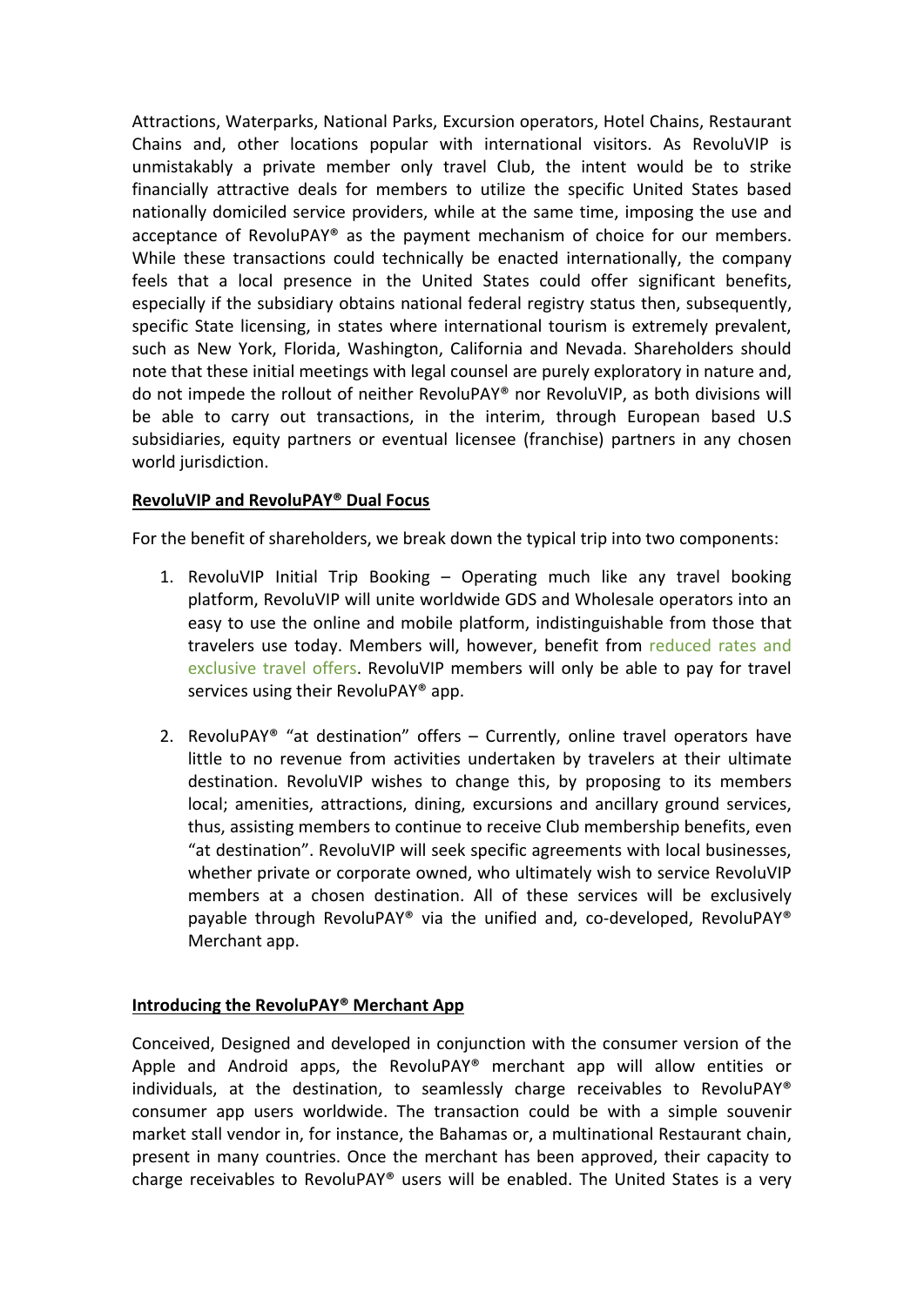Attractions, Waterparks, National Parks, Excursion operators, Hotel Chains, Restaurant Chains and, other locations popular with international visitors. As RevoluVIP is unmistakably a private member only travel Club, the intent would be to strike financially attractive deals for members to utilize the specific United States based nationally domiciled service providers, while at the same time, imposing the use and acceptance of RevoluPAY® as the payment mechanism of choice for our members. While these transactions could technically be enacted internationally, the company feels that a local presence in the United States could offer significant benefits, especially if the subsidiary obtains national federal registry status then, subsequently, specific State licensing, in states where international tourism is extremely prevalent, such as New York, Florida, Washington, California and Nevada. Shareholders should note that these initial meetings with legal counsel are purely exploratory in nature and, do not impede the rollout of neither RevoluPAY® nor RevoluVIP, as both divisions will be able to carry out transactions, in the interim, through European based U.S subsidiaries, equity partners or eventual licensee (franchise) partners in any chosen world jurisdiction.

**RevoluVIP and RevoluPAY® Dual Focus**

For the benefit of shareholders, we break down the typical trip into two components:

1. RevoluVIP Initial Trip Booking – Operating much like any travel booking platform, RevoluVIP will unite worldwide GDS and Wholesale operators into an easy to use the online and mobile platform, indistinguishable from those that travelers use today. Members will, however, benefit from reduced rates and exclusive travel offers. RevoluVIP members will only be able to pay for travel services using their RevoluPAY® app.

2. RevoluPAY® "at destination" offers – Currently, online travel operators have little to no revenue from activities undertaken by travelers at their ultimate destination. RevoluVIP wishes to change this, by proposing to its members local; amenities, attractions, dining, excursions and ancillary ground services, thus, assisting members to continue to receive Club membership benefits, even "at destination". RevoluVIP will seek specific agreements with local businesses, whether private or corporate owned, who ultimately wish to service RevoluVIP members at a chosen destination. All of these services will be exclusively payable through RevoluPAY® via the unified and, co-developed, RevoluPAY® Merchant app.

**Introducing the RevoluPAY® Merchant App**

Conceived, Designed and developed in conjunction with the consumer version of the Apple and Android apps, the RevoluPAY® merchant app will allow entities or individuals, at the destination, to seamlessly charge receivables to RevoluPAY® consumer app users worldwide. The transaction could be with a simple souvenir market stall vendor in, for instance, the Bahamas or, a multinational Restaurant chain, present in many countries. Once the merchant has been approved, their capacity to charge receivables to RevoluPAY® users will be enabled. The United States is a very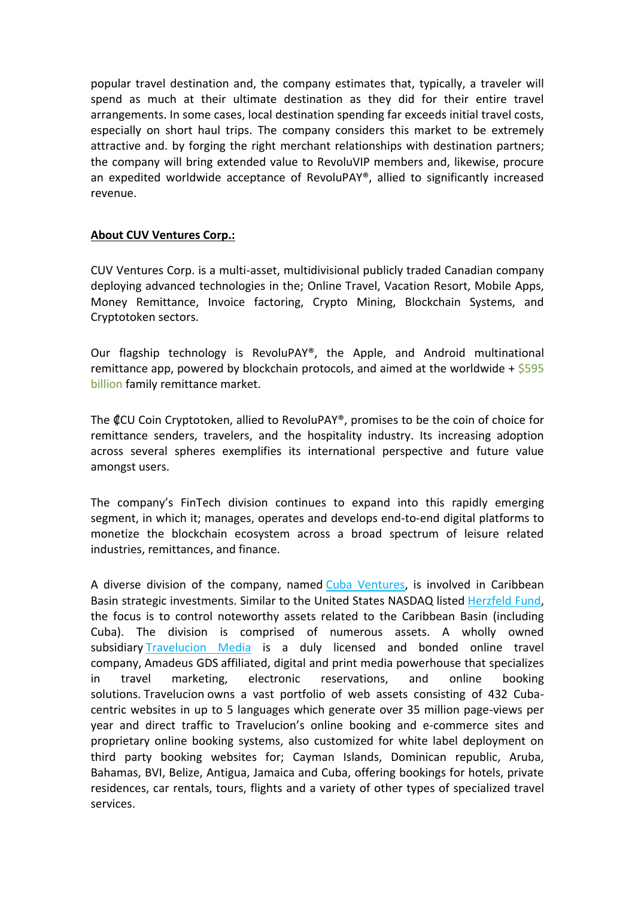popular travel destination and, the company estimates that, typically, a traveler will spend as much at their ultimate destination as they did for their entire travel arrangements. In some cases, local destination spending far exceeds initial travel costs, especially on short haul trips. The company considers this market to be extremely attractive and. by forging the right merchant relationships with destination partners; the company will bring extended value to RevoluVIP members and, likewise, procure an expedited worldwide acceptance of RevoluPAY®, allied to significantly increased revenue.

**About CUV Ventures Corp.:**

CUV Ventures Corp. is a multi-asset, multidivisional publicly traded Canadian company deploying advanced technologies in the; Online Travel, Vacation Resort, Mobile Apps, Money Remittance, Invoice factoring, Crypto Mining, Blockchain Systems, and Cryptotoken sectors.

Our flagship technology is RevoluPAY®, the Apple, and Android multinational remittance app, powered by blockchain protocols, and aimed at the worldwide + $595 billion family remittance market.

The ₵CU Coin Cryptotoken, allied to RevoluPAY®, promises to be the coin of choice for remittance senders, travelers, and the hospitality industry. Its increasing adoption across several spheres exemplifies its international perspective and future value amongst users.

The company's FinTech division continues to expand into this rapidly emerging segment, in which it; manages, operates and develops end-to-end digital platforms to monetize the blockchain ecosystem across a broad spectrum of leisure related industries, remittances, and finance.

A diverse division of the company, named Cuba Ventures, is involved in Caribbean Basin strategic investments. Similar to the United States NASDAQ listed Herzfeld Fund, the focus is to control noteworthy assets related to the Caribbean Basin (including Cuba). The division is comprised of numerous assets. A wholly owned subsidiary Travelucion Media is a duly licensed and bonded online travel company, Amadeus GDS affiliated, digital and print media powerhouse that specializes in travel marketing, electronic reservations, and online booking solutions. Travelucion owns a vast portfolio of web assets consisting of 432 Cuba-centric websites in up to 5 languages which generate over 35 million page-views per year and direct traffic to Travelucion's online booking and e-commerce sites and proprietary online booking systems, also customized for white label deployment on third party booking websites for; Cayman Islands, Dominican republic, Aruba, Bahamas, BVI, Belize, Antigua, Jamaica and Cuba, offering bookings for hotels, private residences, car rentals, tours, flights and a variety of other types of specialized travel services.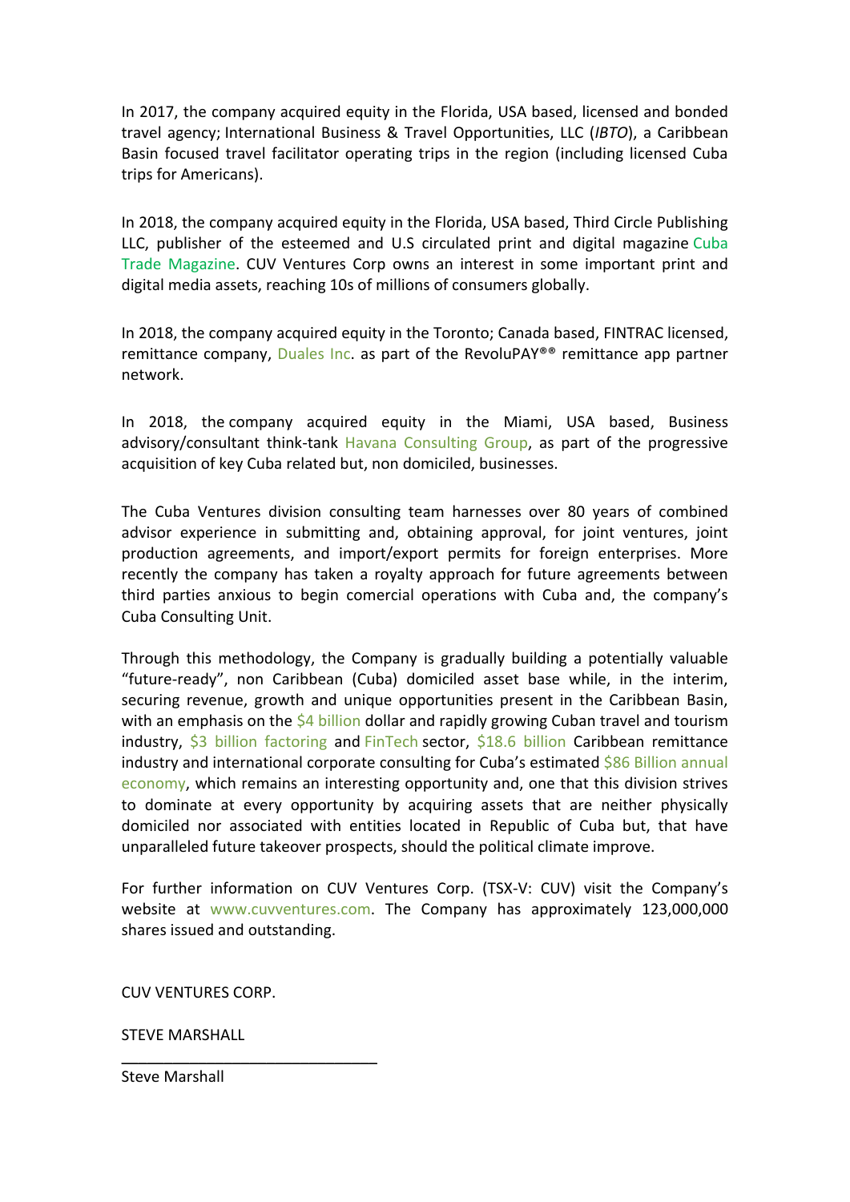In 2017, the company acquired equity in the Florida, USA based, licensed and bonded travel agency; International Business & Travel Opportunities, LLC (*IBTO*), a Caribbean Basin focused travel facilitator operating trips in the region (including licensed Cuba trips for Americans).

In 2018, the company acquired equity in the Florida, USA based, Third Circle Publishing LLC, publisher of the esteemed and U.S circulated print and digital magazine Cuba Trade Magazine. CUV Ventures Corp owns an interest in some important print and digital media assets, reaching 10s of millions of consumers globally.

In 2018, the company acquired equity in the Toronto; Canada based, FINTRAC licensed, remittance company, Duales Inc. as part of the RevoluPAY®® remittance app partner network.

In 2018, the company acquired equity in the Miami, USA based, Business advisory/consultant think-tank Havana Consulting Group, as part of the progressive acquisition of key Cuba related but, non domiciled, businesses.

The Cuba Ventures division consulting team harnesses over 80 years of combined advisor experience in submitting and, obtaining approval, for joint ventures, joint production agreements, and import/export permits for foreign enterprises. More recently the company has taken a royalty approach for future agreements between third parties anxious to begin comercial operations with Cuba and, the company's Cuba Consulting Unit.

Through this methodology, the Company is gradually building a potentially valuable "future-ready", non Caribbean (Cuba) domiciled asset base while, in the interim, securing revenue, growth and unique opportunities present in the Caribbean Basin, with an emphasis on the $4 billion dollar and rapidly growing Cuban travel and tourism industry, $3 billion factoring and FinTech sector, $18.6 billion Caribbean remittance industry and international corporate consulting for Cuba's estimated $86 Billion annual economy, which remains an interesting opportunity and, one that this division strives to dominate at every opportunity by acquiring assets that are neither physically domiciled nor associated with entities located in Republic of Cuba but, that have unparalleled future takeover prospects, should the political climate improve.

For further information on CUV Ventures Corp. (TSX-V: CUV) visit the Company's website at www.cuvventures.com. The Company has approximately 123,000,000 shares issued and outstanding.

CUV VENTURES CORP.

STEVE MARSHALL

______________________________

Steve Marshall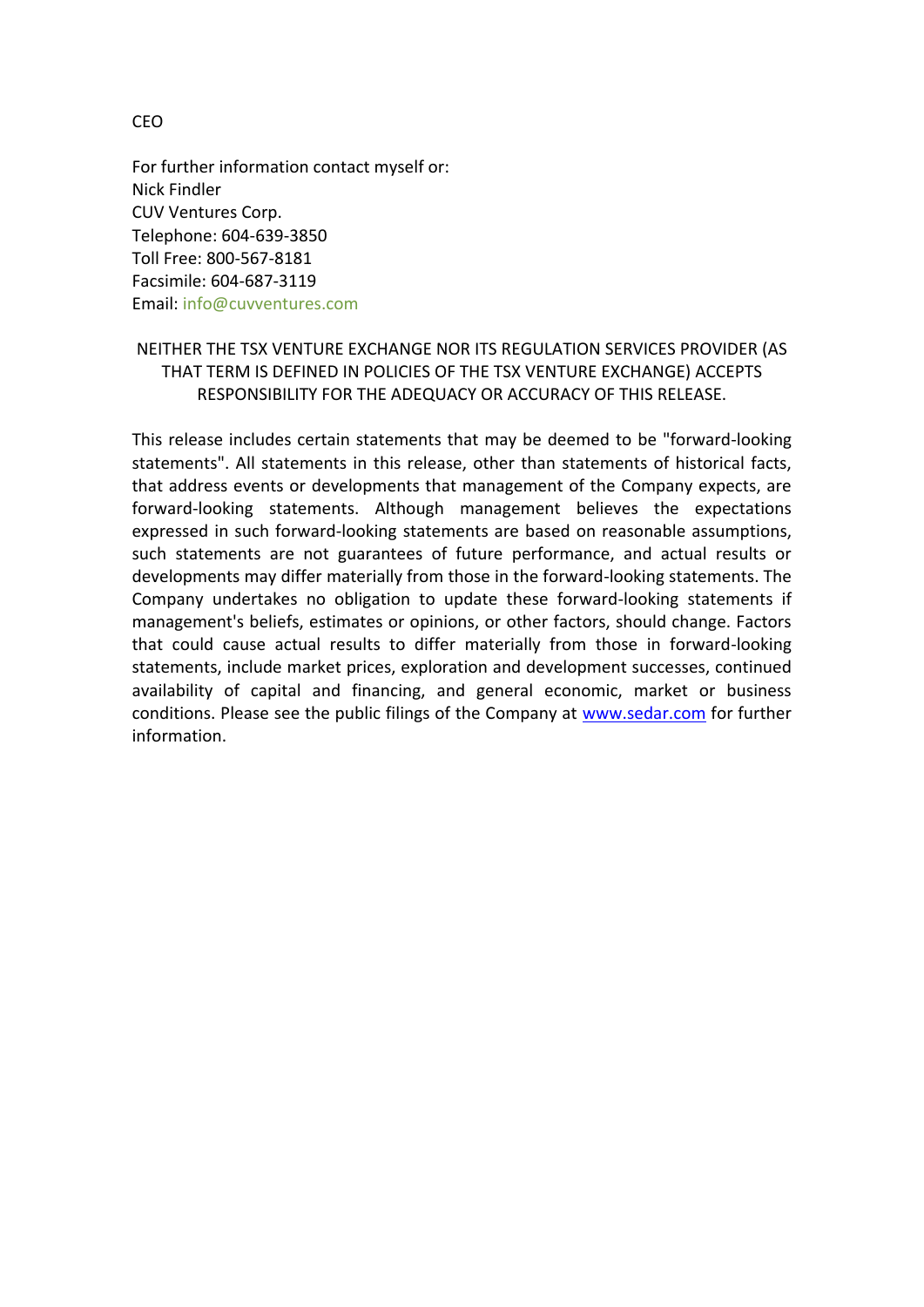CEO

For further information contact myself or:
Nick Findler
CUV Ventures Corp.
Telephone: 604-639-3850
Toll Free: 800-567-8181
Facsimile: 604-687-3119
Email: info@cuvventures.com

NEITHER THE TSX VENTURE EXCHANGE NOR ITS REGULATION SERVICES PROVIDER (AS THAT TERM IS DEFINED IN POLICIES OF THE TSX VENTURE EXCHANGE) ACCEPTS RESPONSIBILITY FOR THE ADEQUACY OR ACCURACY OF THIS RELEASE.

This release includes certain statements that may be deemed to be "forward-looking statements". All statements in this release, other than statements of historical facts, that address events or developments that management of the Company expects, are forward-looking statements. Although management believes the expectations expressed in such forward-looking statements are based on reasonable assumptions, such statements are not guarantees of future performance, and actual results or developments may differ materially from those in the forward-looking statements. The Company undertakes no obligation to update these forward-looking statements if management's beliefs, estimates or opinions, or other factors, should change. Factors that could cause actual results to differ materially from those in forward-looking statements, include market prices, exploration and development successes, continued availability of capital and financing, and general economic, market or business conditions. Please see the public filings of the Company at www.sedar.com for further information.